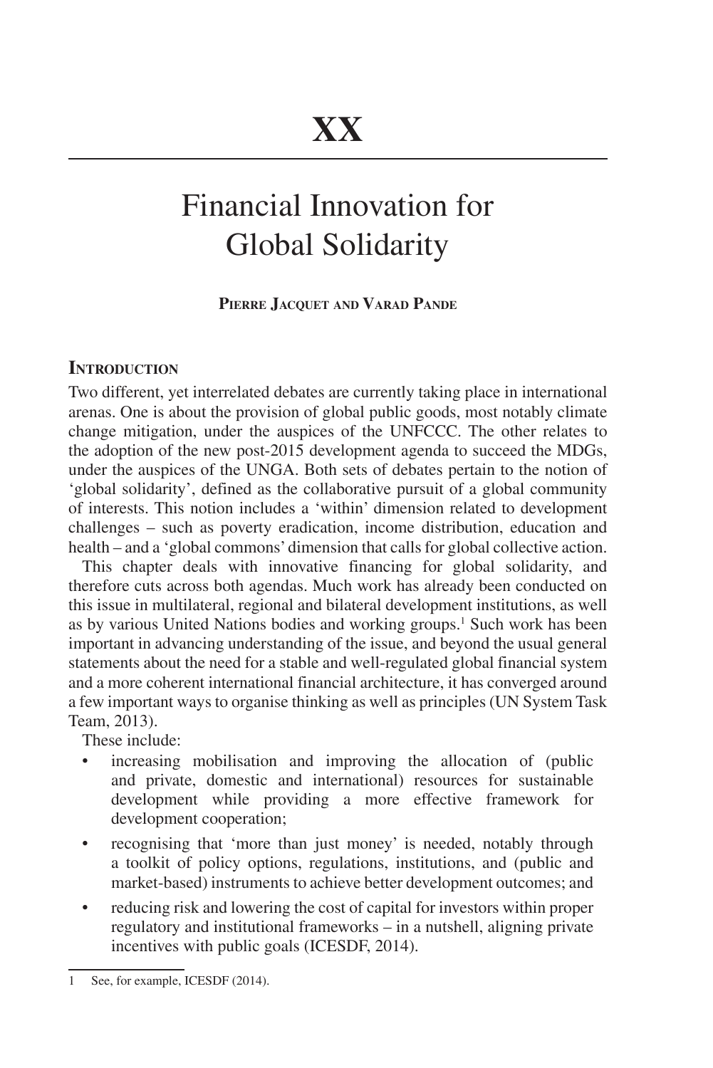# XX

# Financial Innovation for Global Solidarity

**Pierre Jacquet and Varad Pande**

## Introduction

Two different, yet interrelated debates are currently taking place in international arenas. One is about the provision of global public goods, most notably climate change mitigation, under the auspices of the UNFCCC. The other relates to the adoption of the new post-2015 development agenda to succeed the MDGs, under the auspices of the UNGA. Both sets of debates pertain to the notion of 'global solidarity', defined as the collaborative pursuit of a global community of interests. This notion includes a 'within' dimension related to development challenges – such as poverty eradication, income distribution, education and health – and a 'global commons' dimension that calls for global collective action.

This chapter deals with innovative financing for global solidarity, and therefore cuts across both agendas. Much work has already been conducted on this issue in multilateral, regional and bilateral development institutions, as well as by various United Nations bodies and working groups.[1] Such work has been important in advancing understanding of the issue, and beyond the usual general statements about the need for a stable and well-regulated global financial system and a more coherent international financial architecture, it has converged around a few important ways to organise thinking as well as principles (UN System Task Team, 2013).

These include:

- increasing mobilisation and improving the allocation of (public and private, domestic and international) resources for sustainable development while providing a more effective framework for development cooperation;
- recognising that 'more than just money' is needed, notably through a toolkit of policy options, regulations, institutions, and (public and market-based) instruments to achieve better development outcomes; and
- reducing risk and lowering the cost of capital for investors within proper regulatory and institutional frameworks – in a nutshell, aligning private incentives with public goals (ICESDF, 2014).

---

1 See, for example, ICESDF (2014).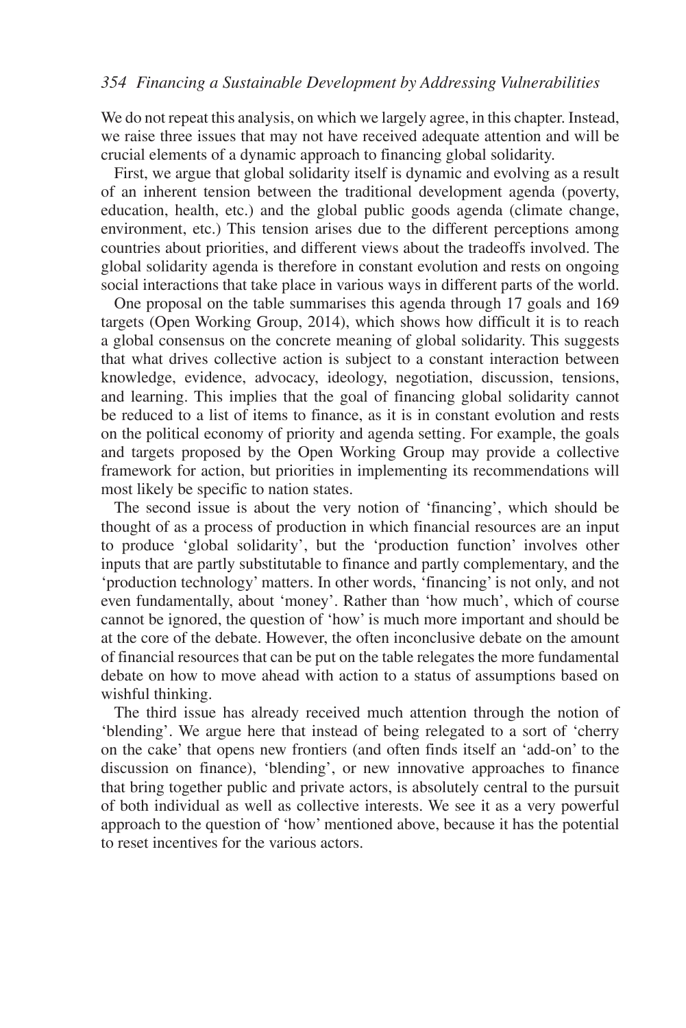We do not repeat this analysis, on which we largely agree, in this chapter. Instead, we raise three issues that may not have received adequate attention and will be crucial elements of a dynamic approach to financing global solidarity.

First, we argue that global solidarity itself is dynamic and evolving as a result of an inherent tension between the traditional development agenda (poverty, education, health, etc.) and the global public goods agenda (climate change, environment, etc.) This tension arises due to the different perceptions among countries about priorities, and different views about the tradeoffs involved. The global solidarity agenda is therefore in constant evolution and rests on ongoing social interactions that take place in various ways in different parts of the world.

One proposal on the table summarises this agenda through 17 goals and 169 targets (Open Working Group, 2014), which shows how difficult it is to reach a global consensus on the concrete meaning of global solidarity. This suggests that what drives collective action is subject to a constant interaction between knowledge, evidence, advocacy, ideology, negotiation, discussion, tensions, and learning. This implies that the goal of financing global solidarity cannot be reduced to a list of items to finance, as it is in constant evolution and rests on the political economy of priority and agenda setting. For example, the goals and targets proposed by the Open Working Group may provide a collective framework for action, but priorities in implementing its recommendations will most likely be specific to nation states.

The second issue is about the very notion of 'financing', which should be thought of as a process of production in which financial resources are an input to produce 'global solidarity', but the 'production function' involves other inputs that are partly substitutable to finance and partly complementary, and the 'production technology' matters. In other words, 'financing' is not only, and not even fundamentally, about 'money'. Rather than 'how much', which of course cannot be ignored, the question of 'how' is much more important and should be at the core of the debate. However, the often inconclusive debate on the amount of financial resources that can be put on the table relegates the more fundamental debate on how to move ahead with action to a status of assumptions based on wishful thinking.

The third issue has already received much attention through the notion of 'blending'. We argue here that instead of being relegated to a sort of 'cherry on the cake' that opens new frontiers (and often finds itself an 'add-on' to the discussion on finance), 'blending', or new innovative approaches to finance that bring together public and private actors, is absolutely central to the pursuit of both individual as well as collective interests. We see it as a very powerful approach to the question of 'how' mentioned above, because it has the potential to reset incentives for the various actors.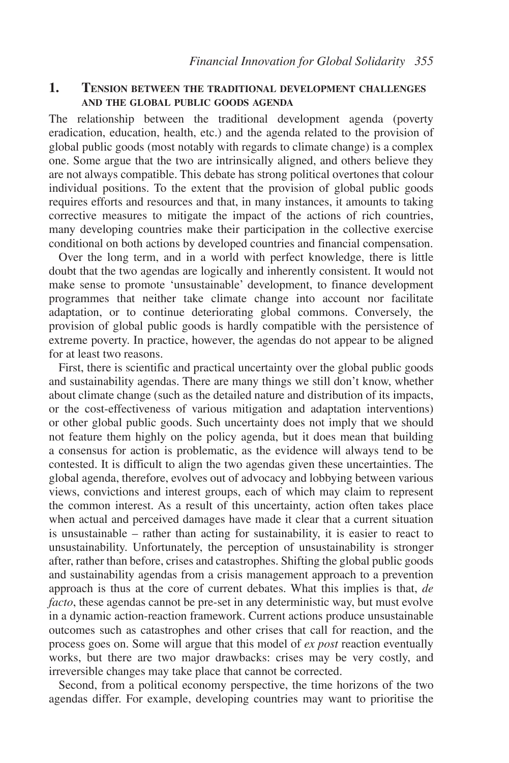## 1. Tension between the traditional development challenges and the global public goods agenda

The relationship between the traditional development agenda (poverty eradication, education, health, etc.) and the agenda related to the provision of global public goods (most notably with regards to climate change) is a complex one. Some argue that the two are intrinsically aligned, and others believe they are not always compatible. This debate has strong political overtones that colour individual positions. To the extent that the provision of global public goods requires efforts and resources and that, in many instances, it amounts to taking corrective measures to mitigate the impact of the actions of rich countries, many developing countries make their participation in the collective exercise conditional on both actions by developed countries and financial compensation.

Over the long term, and in a world with perfect knowledge, there is little doubt that the two agendas are logically and inherently consistent. It would not make sense to promote 'unsustainable' development, to finance development programmes that neither take climate change into account nor facilitate adaptation, or to continue deteriorating global commons. Conversely, the provision of global public goods is hardly compatible with the persistence of extreme poverty. In practice, however, the agendas do not appear to be aligned for at least two reasons.

First, there is scientific and practical uncertainty over the global public goods and sustainability agendas. There are many things we still don't know, whether about climate change (such as the detailed nature and distribution of its impacts, or the cost-effectiveness of various mitigation and adaptation interventions) or other global public goods. Such uncertainty does not imply that we should not feature them highly on the policy agenda, but it does mean that building a consensus for action is problematic, as the evidence will always tend to be contested. It is difficult to align the two agendas given these uncertainties. The global agenda, therefore, evolves out of advocacy and lobbying between various views, convictions and interest groups, each of which may claim to represent the common interest. As a result of this uncertainty, action often takes place when actual and perceived damages have made it clear that a current situation is unsustainable – rather than acting for sustainability, it is easier to react to unsustainability. Unfortunately, the perception of unsustainability is stronger after, rather than before, crises and catastrophes. Shifting the global public goods and sustainability agendas from a crisis management approach to a prevention approach is thus at the core of current debates. What this implies is that, *de facto*, these agendas cannot be pre-set in any deterministic way, but must evolve in a dynamic action-reaction framework. Current actions produce unsustainable outcomes such as catastrophes and other crises that call for reaction, and the process goes on. Some will argue that this model of *ex post* reaction eventually works, but there are two major drawbacks: crises may be very costly, and irreversible changes may take place that cannot be corrected.

Second, from a political economy perspective, the time horizons of the two agendas differ. For example, developing countries may want to prioritise the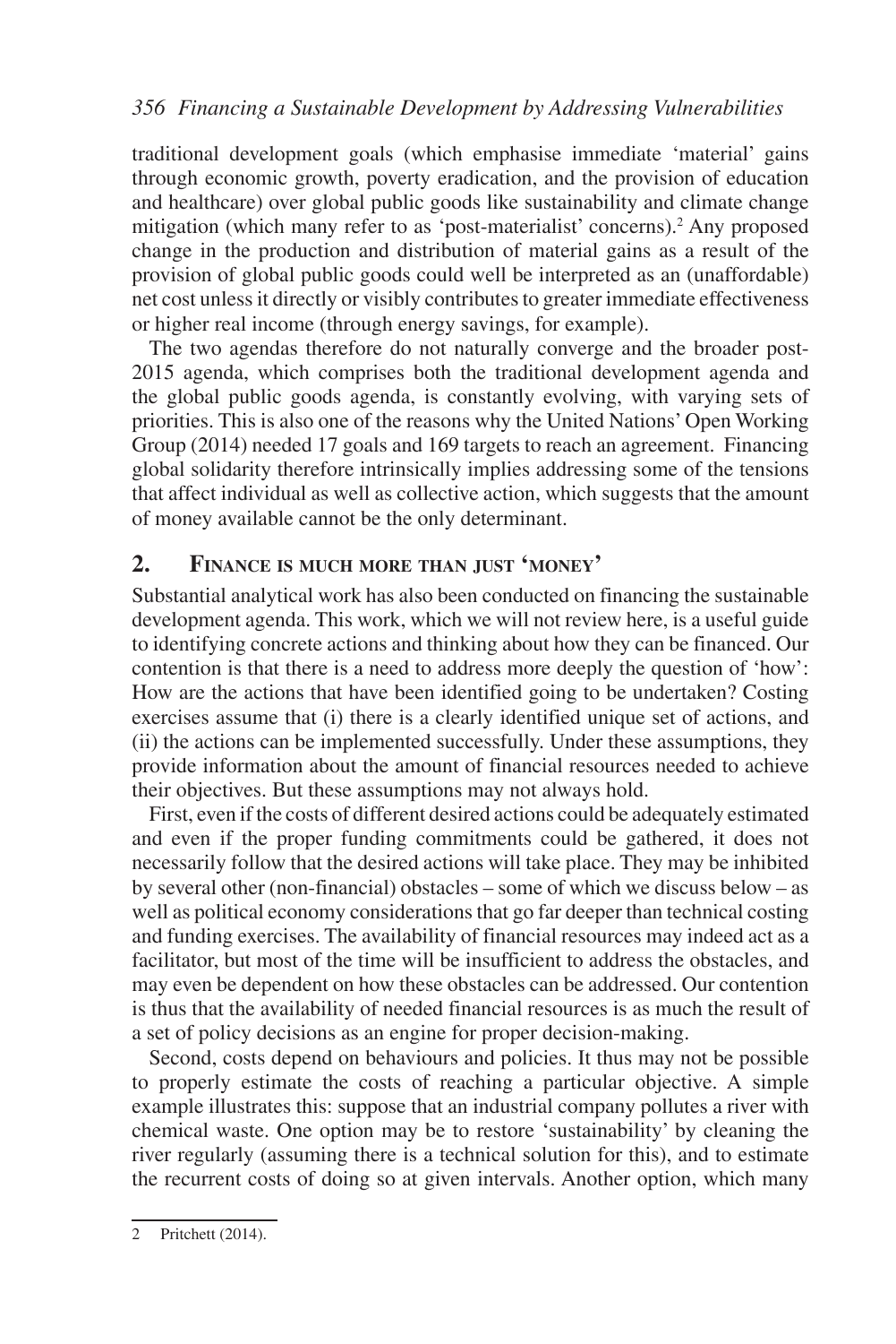traditional development goals (which emphasise immediate 'material' gains through economic growth, poverty eradication, and the provision of education and healthcare) over global public goods like sustainability and climate change mitigation (which many refer to as 'post-materialist' concerns).[2] Any proposed change in the production and distribution of material gains as a result of the provision of global public goods could well be interpreted as an (unaffordable) net cost unless it directly or visibly contributes to greater immediate effectiveness or higher real income (through energy savings, for example).

The two agendas therefore do not naturally converge and the broader post-2015 agenda, which comprises both the traditional development agenda and the global public goods agenda, is constantly evolving, with varying sets of priorities. This is also one of the reasons why the United Nations' Open Working Group (2014) needed 17 goals and 169 targets to reach an agreement. Financing global solidarity therefore intrinsically implies addressing some of the tensions that affect individual as well as collective action, which suggests that the amount of money available cannot be the only determinant.

## 2. Finance is much more than just 'money'

Substantial analytical work has also been conducted on financing the sustainable development agenda. This work, which we will not review here, is a useful guide to identifying concrete actions and thinking about how they can be financed. Our contention is that there is a need to address more deeply the question of 'how': How are the actions that have been identified going to be undertaken? Costing exercises assume that (i) there is a clearly identified unique set of actions, and (ii) the actions can be implemented successfully. Under these assumptions, they provide information about the amount of financial resources needed to achieve their objectives. But these assumptions may not always hold.

First, even if the costs of different desired actions could be adequately estimated and even if the proper funding commitments could be gathered, it does not necessarily follow that the desired actions will take place. They may be inhibited by several other (non-financial) obstacles – some of which we discuss below – as well as political economy considerations that go far deeper than technical costing and funding exercises. The availability of financial resources may indeed act as a facilitator, but most of the time will be insufficient to address the obstacles, and may even be dependent on how these obstacles can be addressed. Our contention is thus that the availability of needed financial resources is as much the result of a set of policy decisions as an engine for proper decision-making.

Second, costs depend on behaviours and policies. It thus may not be possible to properly estimate the costs of reaching a particular objective. A simple example illustrates this: suppose that an industrial company pollutes a river with chemical waste. One option may be to restore 'sustainability' by cleaning the river regularly (assuming there is a technical solution for this), and to estimate the recurrent costs of doing so at given intervals. Another option, which many

---

2 Pritchett (2014).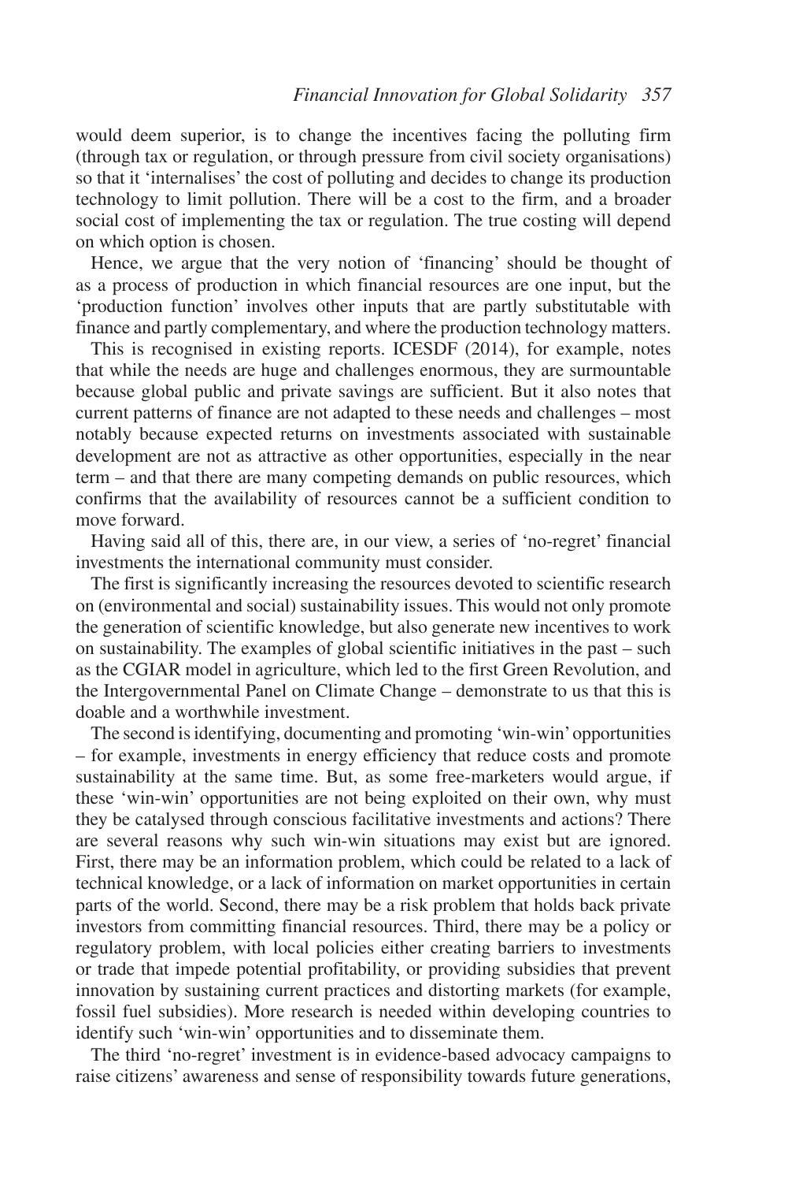would deem superior, is to change the incentives facing the polluting firm (through tax or regulation, or through pressure from civil society organisations) so that it 'internalises' the cost of polluting and decides to change its production technology to limit pollution. There will be a cost to the firm, and a broader social cost of implementing the tax or regulation. The true costing will depend on which option is chosen.

Hence, we argue that the very notion of 'financing' should be thought of as a process of production in which financial resources are one input, but the 'production function' involves other inputs that are partly substitutable with finance and partly complementary, and where the production technology matters.

This is recognised in existing reports. ICESDF (2014), for example, notes that while the needs are huge and challenges enormous, they are surmountable because global public and private savings are sufficient. But it also notes that current patterns of finance are not adapted to these needs and challenges – most notably because expected returns on investments associated with sustainable development are not as attractive as other opportunities, especially in the near term – and that there are many competing demands on public resources, which confirms that the availability of resources cannot be a sufficient condition to move forward.

Having said all of this, there are, in our view, a series of 'no-regret' financial investments the international community must consider.

The first is significantly increasing the resources devoted to scientific research on (environmental and social) sustainability issues. This would not only promote the generation of scientific knowledge, but also generate new incentives to work on sustainability. The examples of global scientific initiatives in the past – such as the CGIAR model in agriculture, which led to the first Green Revolution, and the Intergovernmental Panel on Climate Change – demonstrate to us that this is doable and a worthwhile investment.

The second is identifying, documenting and promoting 'win-win' opportunities – for example, investments in energy efficiency that reduce costs and promote sustainability at the same time. But, as some free-marketers would argue, if these 'win-win' opportunities are not being exploited on their own, why must they be catalysed through conscious facilitative investments and actions? There are several reasons why such win-win situations may exist but are ignored. First, there may be an information problem, which could be related to a lack of technical knowledge, or a lack of information on market opportunities in certain parts of the world. Second, there may be a risk problem that holds back private investors from committing financial resources. Third, there may be a policy or regulatory problem, with local policies either creating barriers to investments or trade that impede potential profitability, or providing subsidies that prevent innovation by sustaining current practices and distorting markets (for example, fossil fuel subsidies). More research is needed within developing countries to identify such 'win-win' opportunities and to disseminate them.

The third 'no-regret' investment is in evidence-based advocacy campaigns to raise citizens' awareness and sense of responsibility towards future generations,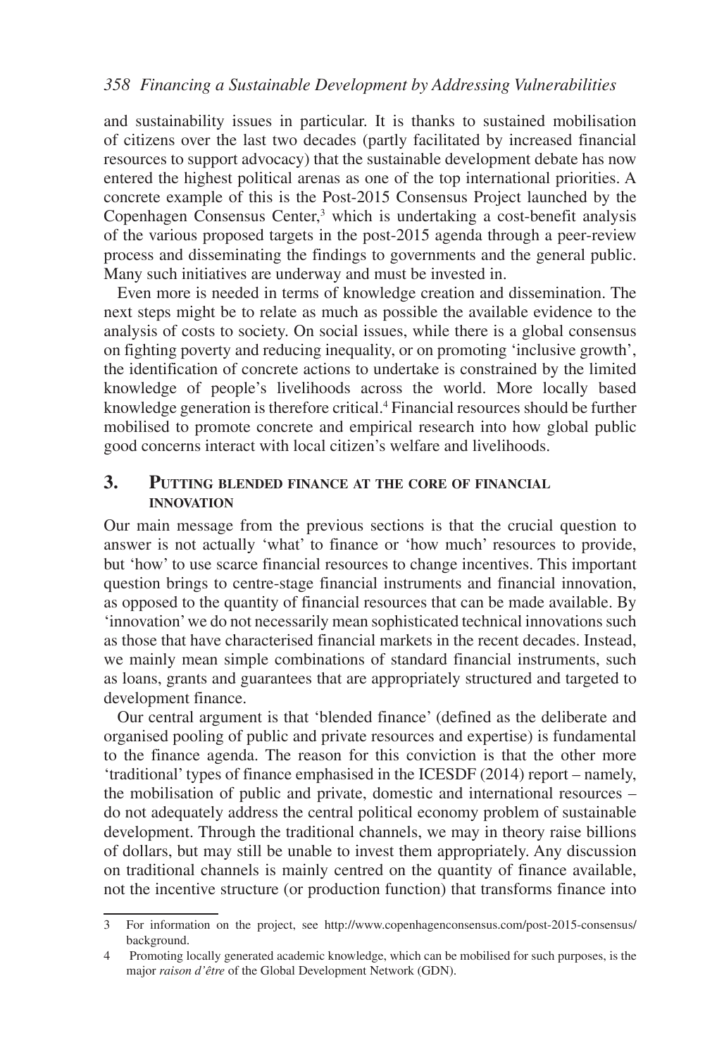and sustainability issues in particular. It is thanks to sustained mobilisation of citizens over the last two decades (partly facilitated by increased financial resources to support advocacy) that the sustainable development debate has now entered the highest political arenas as one of the top international priorities. A concrete example of this is the Post-2015 Consensus Project launched by the Copenhagen Consensus Center,[3] which is undertaking a cost-benefit analysis of the various proposed targets in the post-2015 agenda through a peer-review process and disseminating the findings to governments and the general public. Many such initiatives are underway and must be invested in.

Even more is needed in terms of knowledge creation and dissemination. The next steps might be to relate as much as possible the available evidence to the analysis of costs to society. On social issues, while there is a global consensus on fighting poverty and reducing inequality, or on promoting 'inclusive growth', the identification of concrete actions to undertake is constrained by the limited knowledge of people's livelihoods across the world. More locally based knowledge generation is therefore critical.[4] Financial resources should be further mobilised to promote concrete and empirical research into how global public good concerns interact with local citizen's welfare and livelihoods.

## 3. Putting blended finance at the core of financial innovation

Our main message from the previous sections is that the crucial question to answer is not actually 'what' to finance or 'how much' resources to provide, but 'how' to use scarce financial resources to change incentives. This important question brings to centre-stage financial instruments and financial innovation, as opposed to the quantity of financial resources that can be made available. By 'innovation' we do not necessarily mean sophisticated technical innovations such as those that have characterised financial markets in the recent decades. Instead, we mainly mean simple combinations of standard financial instruments, such as loans, grants and guarantees that are appropriately structured and targeted to development finance.

Our central argument is that 'blended finance' (defined as the deliberate and organised pooling of public and private resources and expertise) is fundamental to the finance agenda. The reason for this conviction is that the other more 'traditional' types of finance emphasised in the ICESDF (2014) report – namely, the mobilisation of public and private, domestic and international resources – do not adequately address the central political economy problem of sustainable development. Through the traditional channels, we may in theory raise billions of dollars, but may still be unable to invest them appropriately. Any discussion on traditional channels is mainly centred on the quantity of finance available, not the incentive structure (or production function) that transforms finance into

---

3 For information on the project, see http://www.copenhagenconsensus.com/post-2015-consensus/background.

4 Promoting locally generated academic knowledge, which can be mobilised for such purposes, is the major *raison d'être* of the Global Development Network (GDN).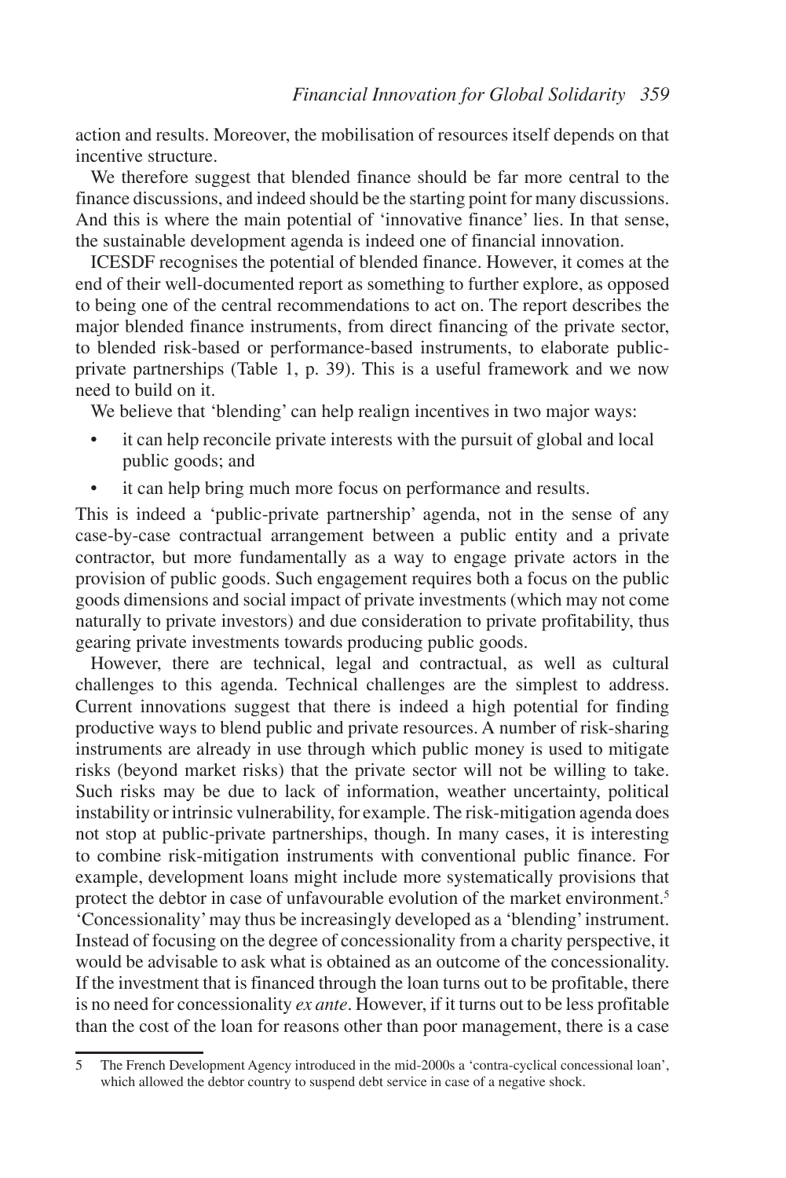action and results. Moreover, the mobilisation of resources itself depends on that incentive structure.

We therefore suggest that blended finance should be far more central to the finance discussions, and indeed should be the starting point for many discussions. And this is where the main potential of 'innovative finance' lies. In that sense, the sustainable development agenda is indeed one of financial innovation.

ICESDF recognises the potential of blended finance. However, it comes at the end of their well-documented report as something to further explore, as opposed to being one of the central recommendations to act on. The report describes the major blended finance instruments, from direct financing of the private sector, to blended risk-based or performance-based instruments, to elaborate public-private partnerships (Table 1, p. 39). This is a useful framework and we now need to build on it.

We believe that 'blending' can help realign incentives in two major ways:

- it can help reconcile private interests with the pursuit of global and local public goods; and
- it can help bring much more focus on performance and results.

This is indeed a 'public-private partnership' agenda, not in the sense of any case-by-case contractual arrangement between a public entity and a private contractor, but more fundamentally as a way to engage private actors in the provision of public goods. Such engagement requires both a focus on the public goods dimensions and social impact of private investments (which may not come naturally to private investors) and due consideration to private profitability, thus gearing private investments towards producing public goods.

However, there are technical, legal and contractual, as well as cultural challenges to this agenda. Technical challenges are the simplest to address. Current innovations suggest that there is indeed a high potential for finding productive ways to blend public and private resources. A number of risk-sharing instruments are already in use through which public money is used to mitigate risks (beyond market risks) that the private sector will not be willing to take. Such risks may be due to lack of information, weather uncertainty, political instability or intrinsic vulnerability, for example. The risk-mitigation agenda does not stop at public-private partnerships, though. In many cases, it is interesting to combine risk-mitigation instruments with conventional public finance. For example, development loans might include more systematically provisions that protect the debtor in case of unfavourable evolution of the market environment.[5] 'Concessionality' may thus be increasingly developed as a 'blending' instrument. Instead of focusing on the degree of concessionality from a charity perspective, it would be advisable to ask what is obtained as an outcome of the concessionality. If the investment that is financed through the loan turns out to be profitable, there is no need for concessionality *ex ante*. However, if it turns out to be less profitable than the cost of the loan for reasons other than poor management, there is a case

---

5 The French Development Agency introduced in the mid-2000s a 'contra-cyclical concessional loan', which allowed the debtor country to suspend debt service in case of a negative shock.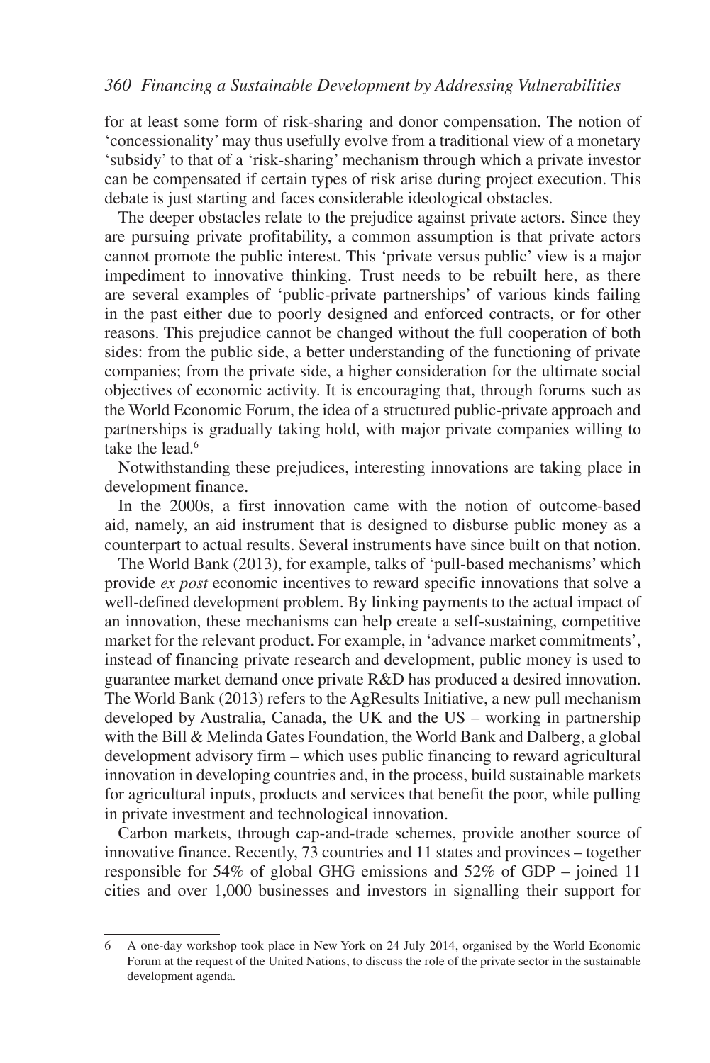for at least some form of risk-sharing and donor compensation. The notion of 'concessionality' may thus usefully evolve from a traditional view of a monetary 'subsidy' to that of a 'risk-sharing' mechanism through which a private investor can be compensated if certain types of risk arise during project execution. This debate is just starting and faces considerable ideological obstacles.

The deeper obstacles relate to the prejudice against private actors. Since they are pursuing private profitability, a common assumption is that private actors cannot promote the public interest. This 'private versus public' view is a major impediment to innovative thinking. Trust needs to be rebuilt here, as there are several examples of 'public-private partnerships' of various kinds failing in the past either due to poorly designed and enforced contracts, or for other reasons. This prejudice cannot be changed without the full cooperation of both sides: from the public side, a better understanding of the functioning of private companies; from the private side, a higher consideration for the ultimate social objectives of economic activity. It is encouraging that, through forums such as the World Economic Forum, the idea of a structured public-private approach and partnerships is gradually taking hold, with major private companies willing to take the lead.[6]

Notwithstanding these prejudices, interesting innovations are taking place in development finance.

In the 2000s, a first innovation came with the notion of outcome-based aid, namely, an aid instrument that is designed to disburse public money as a counterpart to actual results. Several instruments have since built on that notion.

The World Bank (2013), for example, talks of 'pull-based mechanisms' which provide *ex post* economic incentives to reward specific innovations that solve a well-defined development problem. By linking payments to the actual impact of an innovation, these mechanisms can help create a self-sustaining, competitive market for the relevant product. For example, in 'advance market commitments', instead of financing private research and development, public money is used to guarantee market demand once private R&D has produced a desired innovation. The World Bank (2013) refers to the AgResults Initiative, a new pull mechanism developed by Australia, Canada, the UK and the US – working in partnership with the Bill & Melinda Gates Foundation, the World Bank and Dalberg, a global development advisory firm – which uses public financing to reward agricultural innovation in developing countries and, in the process, build sustainable markets for agricultural inputs, products and services that benefit the poor, while pulling in private investment and technological innovation.

Carbon markets, through cap-and-trade schemes, provide another source of innovative finance. Recently, 73 countries and 11 states and provinces – together responsible for 54% of global GHG emissions and 52% of GDP – joined 11 cities and over 1,000 businesses and investors in signalling their support for

---

6 A one-day workshop took place in New York on 24 July 2014, organised by the World Economic Forum at the request of the United Nations, to discuss the role of the private sector in the sustainable development agenda.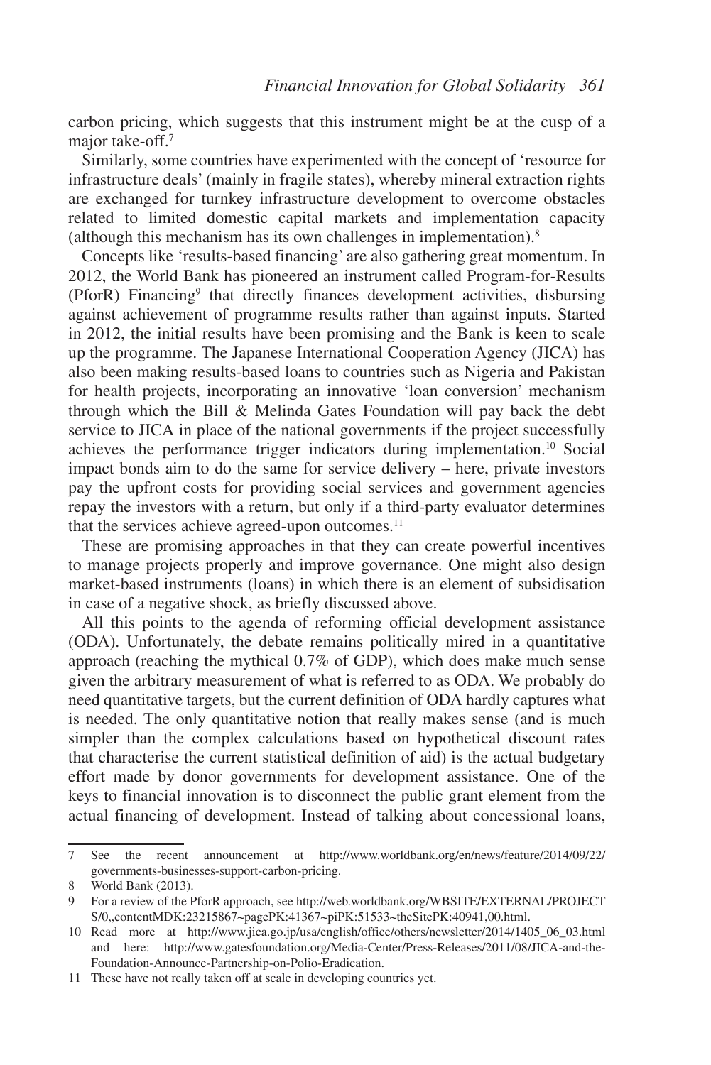carbon pricing, which suggests that this instrument might be at the cusp of a major take-off.[7]

Similarly, some countries have experimented with the concept of 'resource for infrastructure deals' (mainly in fragile states), whereby mineral extraction rights are exchanged for turnkey infrastructure development to overcome obstacles related to limited domestic capital markets and implementation capacity (although this mechanism has its own challenges in implementation).[8]

Concepts like 'results-based financing' are also gathering great momentum. In 2012, the World Bank has pioneered an instrument called Program-for-Results (PforR) Financing[9] that directly finances development activities, disbursing against achievement of programme results rather than against inputs. Started in 2012, the initial results have been promising and the Bank is keen to scale up the programme. The Japanese International Cooperation Agency (JICA) has also been making results-based loans to countries such as Nigeria and Pakistan for health projects, incorporating an innovative 'loan conversion' mechanism through which the Bill & Melinda Gates Foundation will pay back the debt service to JICA in place of the national governments if the project successfully achieves the performance trigger indicators during implementation.[10] Social impact bonds aim to do the same for service delivery – here, private investors pay the upfront costs for providing social services and government agencies repay the investors with a return, but only if a third-party evaluator determines that the services achieve agreed-upon outcomes.[11]

These are promising approaches in that they can create powerful incentives to manage projects properly and improve governance. One might also design market-based instruments (loans) in which there is an element of subsidisation in case of a negative shock, as briefly discussed above.

All this points to the agenda of reforming official development assistance (ODA). Unfortunately, the debate remains politically mired in a quantitative approach (reaching the mythical 0.7% of GDP), which does make much sense given the arbitrary measurement of what is referred to as ODA. We probably do need quantitative targets, but the current definition of ODA hardly captures what is needed. The only quantitative notion that really makes sense (and is much simpler than the complex calculations based on hypothetical discount rates that characterise the current statistical definition of aid) is the actual budgetary effort made by donor governments for development assistance. One of the keys to financial innovation is to disconnect the public grant element from the actual financing of development. Instead of talking about concessional loans,

---

7 See the recent announcement at http://www.worldbank.org/en/news/feature/2014/09/22/governments-businesses-support-carbon-pricing.

8 World Bank (2013).

9 For a review of the PforR approach, see http://web.worldbank.org/WBSITE/EXTERNAL/PROJECTS/0,,contentMDK:23215867~pagePK:41367~piPK:51533~theSitePK:40941,00.html.

10 Read more at http://www.jica.go.jp/usa/english/office/others/newsletter/2014/1405_06_03.html and here: http://www.gatesfoundation.org/Media-Center/Press-Releases/2011/08/JICA-and-the-Foundation-Announce-Partnership-on-Polio-Eradication.

11 These have not really taken off at scale in developing countries yet.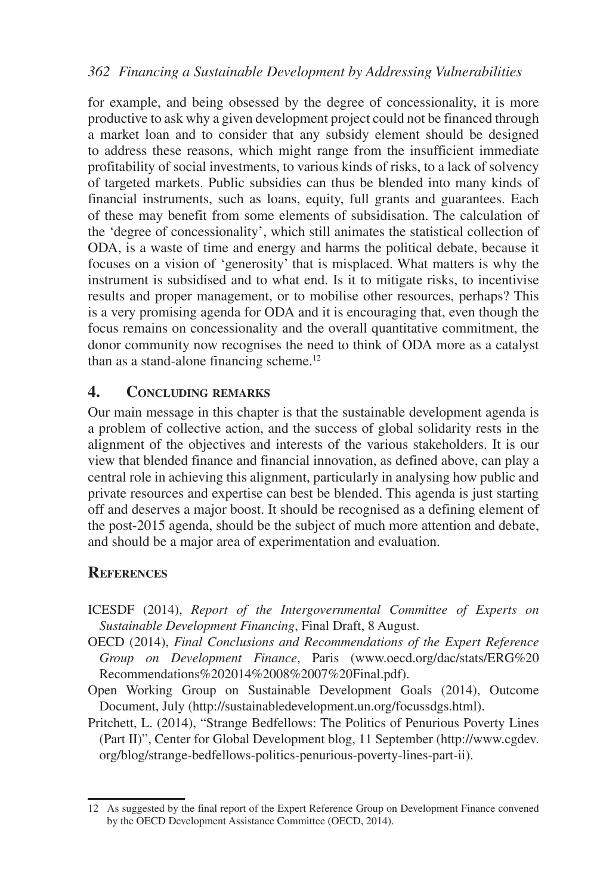for example, and being obsessed by the degree of concessionality, it is more productive to ask why a given development project could not be financed through a market loan and to consider that any subsidy element should be designed to address these reasons, which might range from the insufficient immediate profitability of social investments, to various kinds of risks, to a lack of solvency of targeted markets. Public subsidies can thus be blended into many kinds of financial instruments, such as loans, equity, full grants and guarantees. Each of these may benefit from some elements of subsidisation. The calculation of the 'degree of concessionality', which still animates the statistical collection of ODA, is a waste of time and energy and harms the political debate, because it focuses on a vision of 'generosity' that is misplaced. What matters is why the instrument is subsidised and to what end. Is it to mitigate risks, to incentivise results and proper management, or to mobilise other resources, perhaps? This is a very promising agenda for ODA and it is encouraging that, even though the focus remains on concessionality and the overall quantitative commitment, the donor community now recognises the need to think of ODA more as a catalyst than as a stand-alone financing scheme.[12]

## 4. Concluding remarks

Our main message in this chapter is that the sustainable development agenda is a problem of collective action, and the success of global solidarity rests in the alignment of the objectives and interests of the various stakeholders. It is our view that blended finance and financial innovation, as defined above, can play a central role in achieving this alignment, particularly in analysing how public and private resources and expertise can best be blended. This agenda is just starting off and deserves a major boost. It should be recognised as a defining element of the post-2015 agenda, should be the subject of much more attention and debate, and should be a major area of experimentation and evaluation.

## References

ICESDF (2014), *Report of the Intergovernmental Committee of Experts on Sustainable Development Financing*, Final Draft, 8 August.

OECD (2014), *Final Conclusions and Recommendations of the Expert Reference Group on Development Finance*, Paris (www.oecd.org/dac/stats/ERG%20Recommendations%202014%2008%2007%20Final.pdf).

Open Working Group on Sustainable Development Goals (2014), Outcome Document, July (http://sustainabledevelopment.un.org/focussdgs.html).

Pritchett, L. (2014), "Strange Bedfellows: The Politics of Penurious Poverty Lines (Part II)", Center for Global Development blog, 11 September (http://www.cgdev.org/blog/strange-bedfellows-politics-penurious-poverty-lines-part-ii).

---

12 As suggested by the final report of the Expert Reference Group on Development Finance convened by the OECD Development Assistance Committee (OECD, 2014).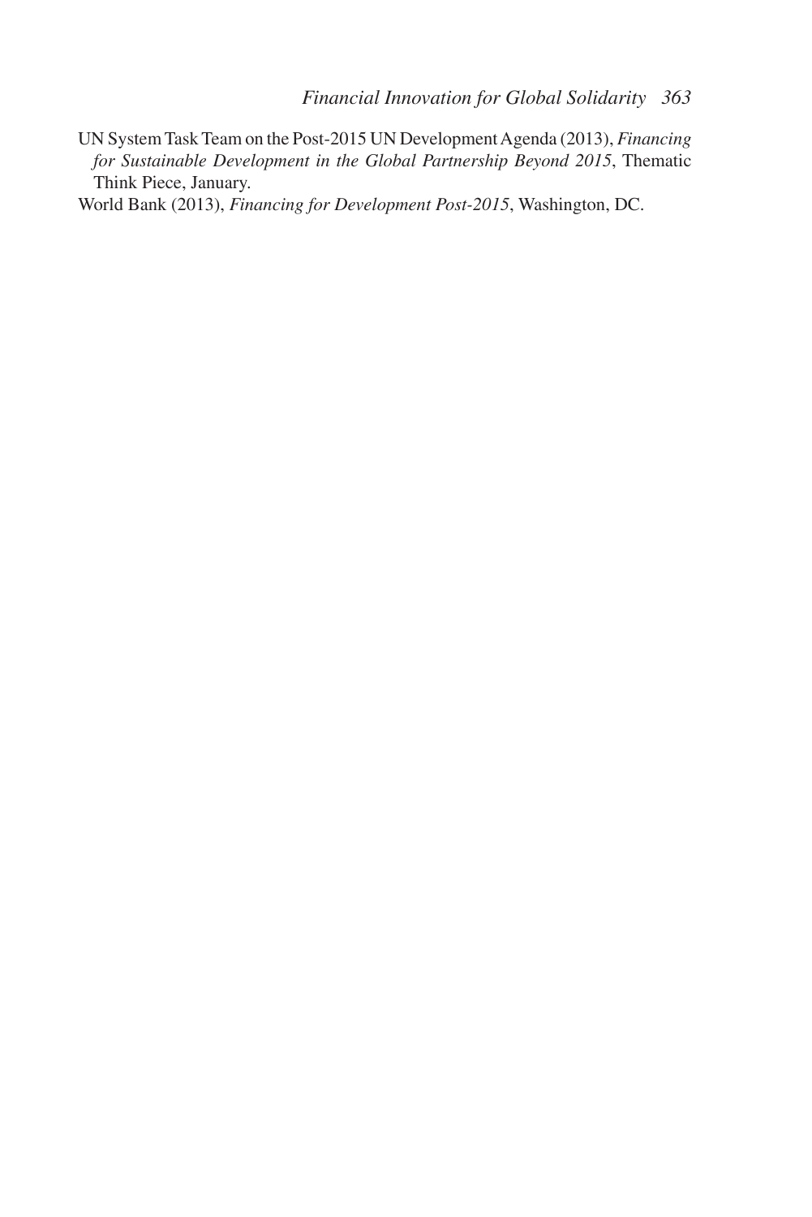UN System Task Team on the Post-2015 UN Development Agenda (2013), *Financing for Sustainable Development in the Global Partnership Beyond 2015*, Thematic Think Piece, January.

World Bank (2013), *Financing for Development Post-2015*, Washington, DC.